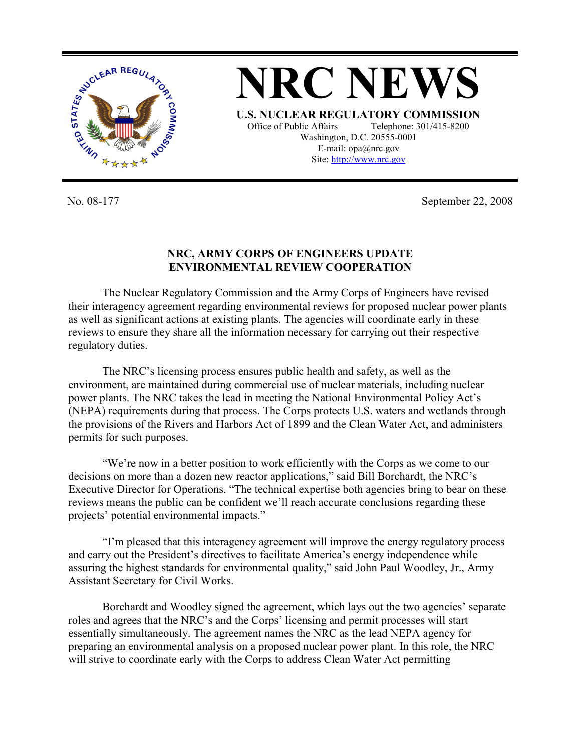# NRC NEWS

**U.S. NUCLEAR REGULATORY COMMISSION**
Office of Public Affairs Telephone: 301/415-8200
Washington, D.C. 20555-0001
E-mail: opa@nrc.gov
Site: http://www.nrc.gov

No. 08-177 September 22, 2008

## NRC, ARMY CORPS OF ENGINEERS UPDATE ENVIRONMENTAL REVIEW COOPERATION

The Nuclear Regulatory Commission and the Army Corps of Engineers have revised their interagency agreement regarding environmental reviews for proposed nuclear power plants as well as significant actions at existing plants. The agencies will coordinate early in these reviews to ensure they share all the information necessary for carrying out their respective regulatory duties.

The NRC's licensing process ensures public health and safety, as well as the environment, are maintained during commercial use of nuclear materials, including nuclear power plants. The NRC takes the lead in meeting the National Environmental Policy Act's (NEPA) requirements during that process. The Corps protects U.S. waters and wetlands through the provisions of the Rivers and Harbors Act of 1899 and the Clean Water Act, and administers permits for such purposes.

"We're now in a better position to work efficiently with the Corps as we come to our decisions on more than a dozen new reactor applications," said Bill Borchardt, the NRC's Executive Director for Operations. "The technical expertise both agencies bring to bear on these reviews means the public can be confident we'll reach accurate conclusions regarding these projects' potential environmental impacts."

"I'm pleased that this interagency agreement will improve the energy regulatory process and carry out the President's directives to facilitate America's energy independence while assuring the highest standards for environmental quality," said John Paul Woodley, Jr., Army Assistant Secretary for Civil Works.

Borchardt and Woodley signed the agreement, which lays out the two agencies' separate roles and agrees that the NRC's and the Corps' licensing and permit processes will start essentially simultaneously. The agreement names the NRC as the lead NEPA agency for preparing an environmental analysis on a proposed nuclear power plant. In this role, the NRC will strive to coordinate early with the Corps to address Clean Water Act permitting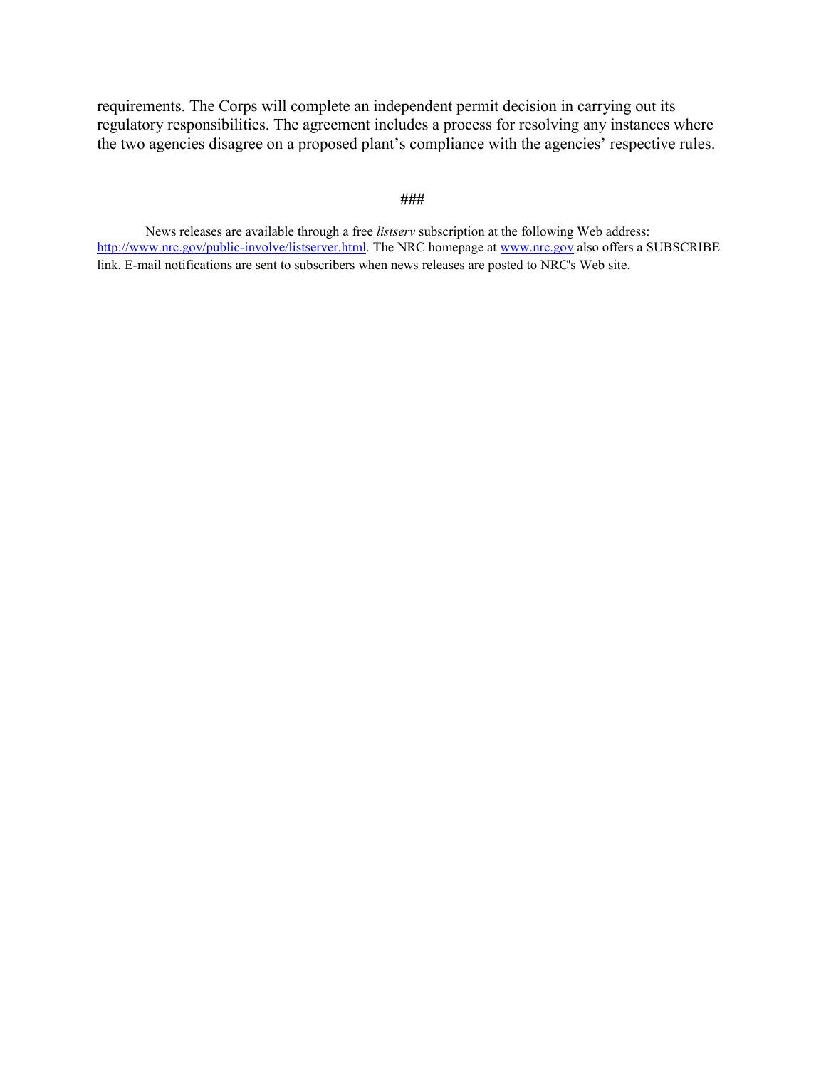requirements. The Corps will complete an independent permit decision in carrying out its regulatory responsibilities. The agreement includes a process for resolving any instances where the two agencies disagree on a proposed plant's compliance with the agencies' respective rules.

###

News releases are available through a free *listserv* subscription at the following Web address: http://www.nrc.gov/public-involve/listserver.html. The NRC homepage at www.nrc.gov also offers a SUBSCRIBE link. E-mail notifications are sent to subscribers when news releases are posted to NRC's Web site.